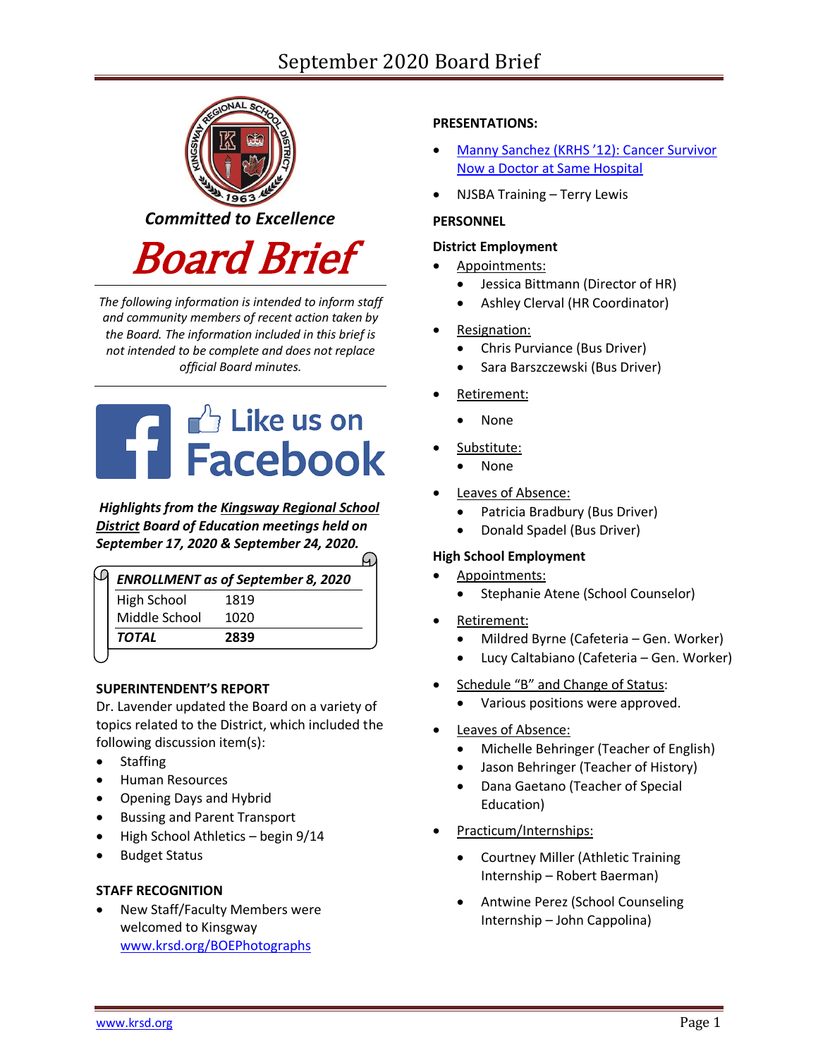# September 2020 Board Brief

*Committed to Excellence*

# Board Brief

*The following information is intended to inform staff and community members of recent action taken by the Board. The information included in this brief is not intended to be complete and does not replace official Board minutes.*

Like us on Facebook

***Highlights from the Kingsway Regional School District Board of Education meetings held on September 17, 2020 & September 24, 2020.***

| *ENROLLMENT as of September 8, 2020* | |
|---|---|
| High School | 1819 |
| Middle School | 1020 |
| ***TOTAL*** | **2839** |

**SUPERINTENDENT'S REPORT**

Dr. Lavender updated the Board on a variety of topics related to the District, which included the following discussion item(s):

- Staffing
- Human Resources
- Opening Days and Hybrid
- Bussing and Parent Transport
- High School Athletics – begin 9/14
- Budget Status

**STAFF RECOGNITION**

- New Staff/Faculty Members were welcomed to Kingsway www.krsd.org/BOEPhotographs

**PRESENTATIONS:**

- Manny Sanchez (KRHS '12): Cancer Survivor Now a Doctor at Same Hospital
- NJSBA Training – Terry Lewis

**PERSONNEL**

**District Employment**

- Appointments:
  - Jessica Bittmann (Director of HR)
  - Ashley Clerval (HR Coordinator)
- Resignation:
  - Chris Purviance (Bus Driver)
  - Sara Barszczewski (Bus Driver)
- Retirement:
  - None
- Substitute:
  - None
- Leaves of Absence:
  - Patricia Bradbury (Bus Driver)
  - Donald Spadel (Bus Driver)

**High School Employment**

- Appointments:
  - Stephanie Atene (School Counselor)
- Retirement:
  - Mildred Byrne (Cafeteria – Gen. Worker)
  - Lucy Caltabiano (Cafeteria – Gen. Worker)
- Schedule "B" and Change of Status:
  - Various positions were approved.
- Leaves of Absence:
  - Michelle Behringer (Teacher of English)
  - Jason Behringer (Teacher of History)
  - Dana Gaetano (Teacher of Special Education)
- Practicum/Internships:
  - Courtney Miller (Athletic Training Internship – Robert Baerman)
  - Antwine Perez (School Counseling Internship – John Cappolina)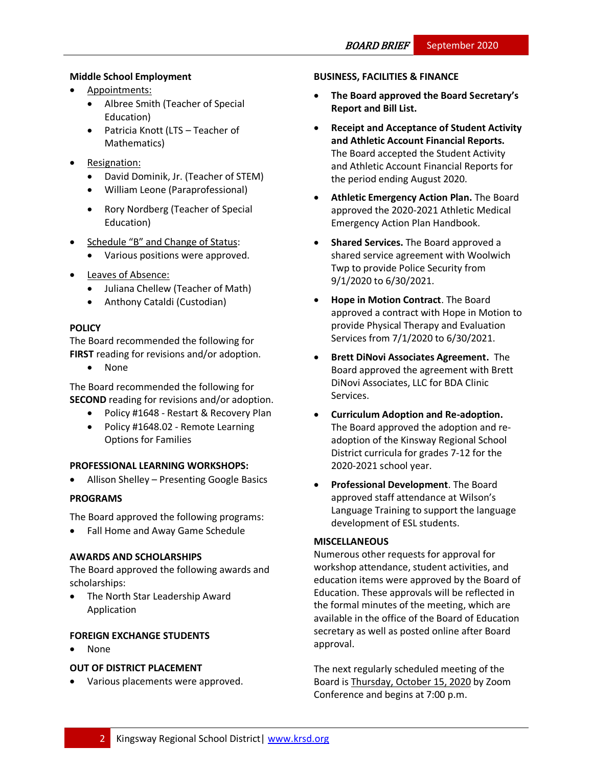**Middle School Employment**

- <u>Appointments:</u>
  - Albree Smith (Teacher of Special Education)
  - Patricia Knott (LTS – Teacher of Mathematics)
- <u>Resignation:</u>
  - David Dominik, Jr. (Teacher of STEM)
  - William Leone (Paraprofessional)
  - Rory Nordberg (Teacher of Special Education)
- <u>Schedule "B" and Change of Status</u>:
  - Various positions were approved.
- <u>Leaves of Absence:</u>
  - Juliana Chellew (Teacher of Math)
  - Anthony Cataldi (Custodian)

**POLICY**

The Board recommended the following for **FIRST** reading for revisions and/or adoption.

- None

The Board recommended the following for **SECOND** reading for revisions and/or adoption.

- Policy #1648 - Restart & Recovery Plan
- Policy #1648.02 - Remote Learning Options for Families

**PROFESSIONAL LEARNING WORKSHOPS:**

- Allison Shelley – Presenting Google Basics

**PROGRAMS**

The Board approved the following programs:

- Fall Home and Away Game Schedule

**AWARDS AND SCHOLARSHIPS**

The Board approved the following awards and scholarships:

- The North Star Leadership Award Application

**FOREIGN EXCHANGE STUDENTS**

- None

**OUT OF DISTRICT PLACEMENT**

- Various placements were approved.

**BUSINESS, FACILITIES & FINANCE**

- **The Board approved the Board Secretary's Report and Bill List.**
- **Receipt and Acceptance of Student Activity and Athletic Account Financial Reports.** The Board accepted the Student Activity and Athletic Account Financial Reports for the period ending August 2020.
- **Athletic Emergency Action Plan.** The Board approved the 2020-2021 Athletic Medical Emergency Action Plan Handbook.
- **Shared Services.** The Board approved a shared service agreement with Woolwich Twp to provide Police Security from 9/1/2020 to 6/30/2021.
- **Hope in Motion Contract**. The Board approved a contract with Hope in Motion to provide Physical Therapy and Evaluation Services from 7/1/2020 to 6/30/2021.
- **Brett DiNovi Associates Agreement.** The Board approved the agreement with Brett DiNovi Associates, LLC for BDA Clinic Services.
- **Curriculum Adoption and Re-adoption.** The Board approved the adoption and re-adoption of the Kinsway Regional School District curricula for grades 7-12 for the 2020-2021 school year.
- **Professional Development**. The Board approved staff attendance at Wilson's Language Training to support the language development of ESL students.

**MISCELLANEOUS**

Numerous other requests for approval for workshop attendance, student activities, and education items were approved by the Board of Education. These approvals will be reflected in the formal minutes of the meeting, which are available in the office of the Board of Education secretary as well as posted online after Board approval.

The next regularly scheduled meeting of the Board is <u>Thursday, October 15, 2020</u> by Zoom Conference and begins at 7:00 p.m.